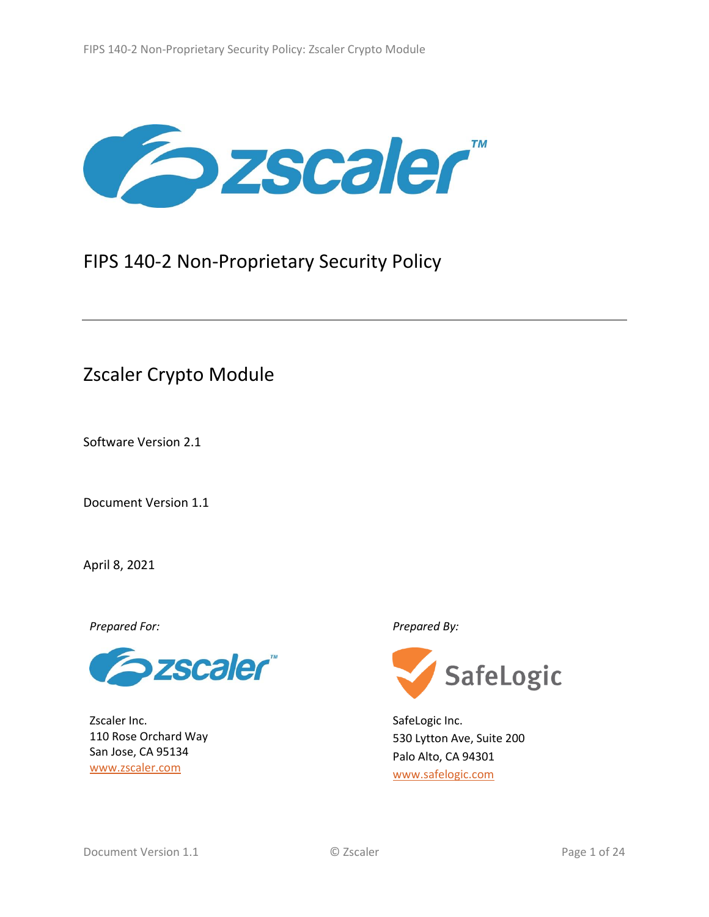# FIPS 140-2 Non-Proprietary Security Policy

## Zscaler Crypto Module

Software Version 2.1

Document Version 1.1

April 8, 2021

*Prepared For:*

Zscaler Inc.
110 Rose Orchard Way
San Jose, CA 95134
www.zscaler.com

*Prepared By:*

SafeLogic Inc.
530 Lytton Ave, Suite 200
Palo Alto, CA 94301
www.safelogic.com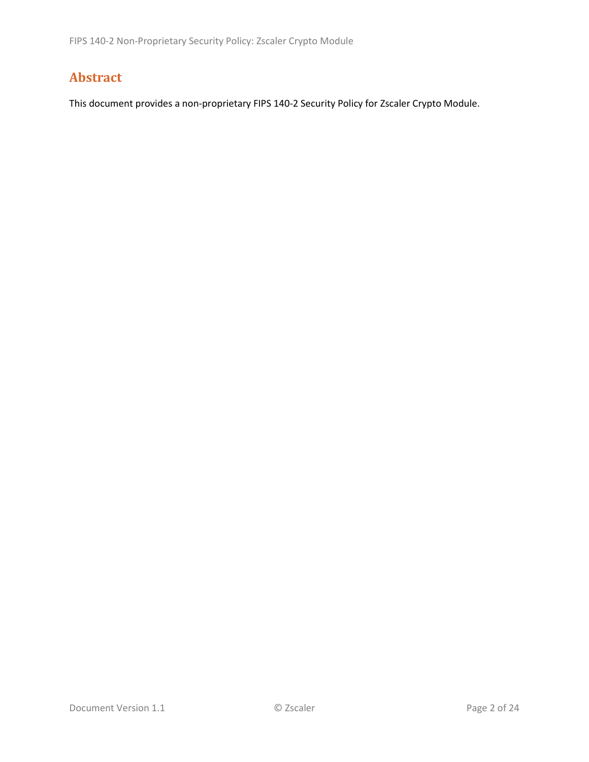# Abstract

This document provides a non-proprietary FIPS 140-2 Security Policy for Zscaler Crypto Module.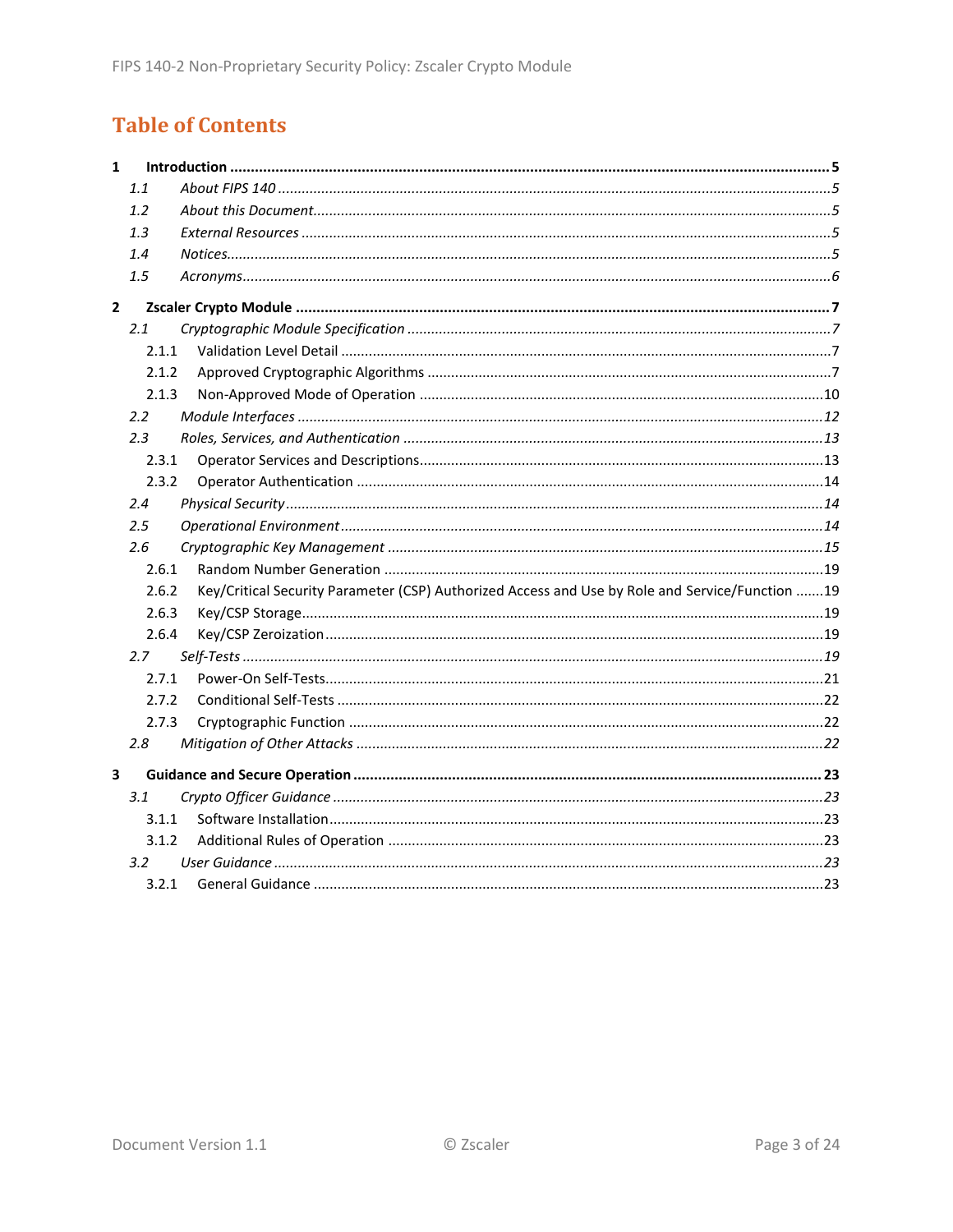# Table of Contents

**1 Introduction ..... 5**

- *1.1 About FIPS 140 ..... 5*
- *1.2 About this Document ..... 5*
- *1.3 External Resources ..... 5*
- *1.4 Notices ..... 5*
- *1.5 Acronyms ..... 6*

**2 Zscaler Crypto Module ..... 7**

- *2.1 Cryptographic Module Specification ..... 7*
  - 2.1.1 Validation Level Detail ..... 7
  - 2.1.2 Approved Cryptographic Algorithms ..... 7
  - 2.1.3 Non-Approved Mode of Operation ..... 10
- *2.2 Module Interfaces ..... 12*
- *2.3 Roles, Services, and Authentication ..... 13*
  - 2.3.1 Operator Services and Descriptions ..... 13
  - 2.3.2 Operator Authentication ..... 14
- *2.4 Physical Security ..... 14*
- *2.5 Operational Environment ..... 14*
- *2.6 Cryptographic Key Management ..... 15*
  - 2.6.1 Random Number Generation ..... 19
  - 2.6.2 Key/Critical Security Parameter (CSP) Authorized Access and Use by Role and Service/Function ..... 19
  - 2.6.3 Key/CSP Storage ..... 19
  - 2.6.4 Key/CSP Zeroization ..... 19
- *2.7 Self-Tests ..... 19*
  - 2.7.1 Power-On Self-Tests ..... 21
  - 2.7.2 Conditional Self-Tests ..... 22
  - 2.7.3 Cryptographic Function ..... 22
- *2.8 Mitigation of Other Attacks ..... 22*

**3 Guidance and Secure Operation ..... 23**

- *3.1 Crypto Officer Guidance ..... 23*
  - 3.1.1 Software Installation ..... 23
  - 3.1.2 Additional Rules of Operation ..... 23
- *3.2 User Guidance ..... 23*
  - 3.2.1 General Guidance ..... 23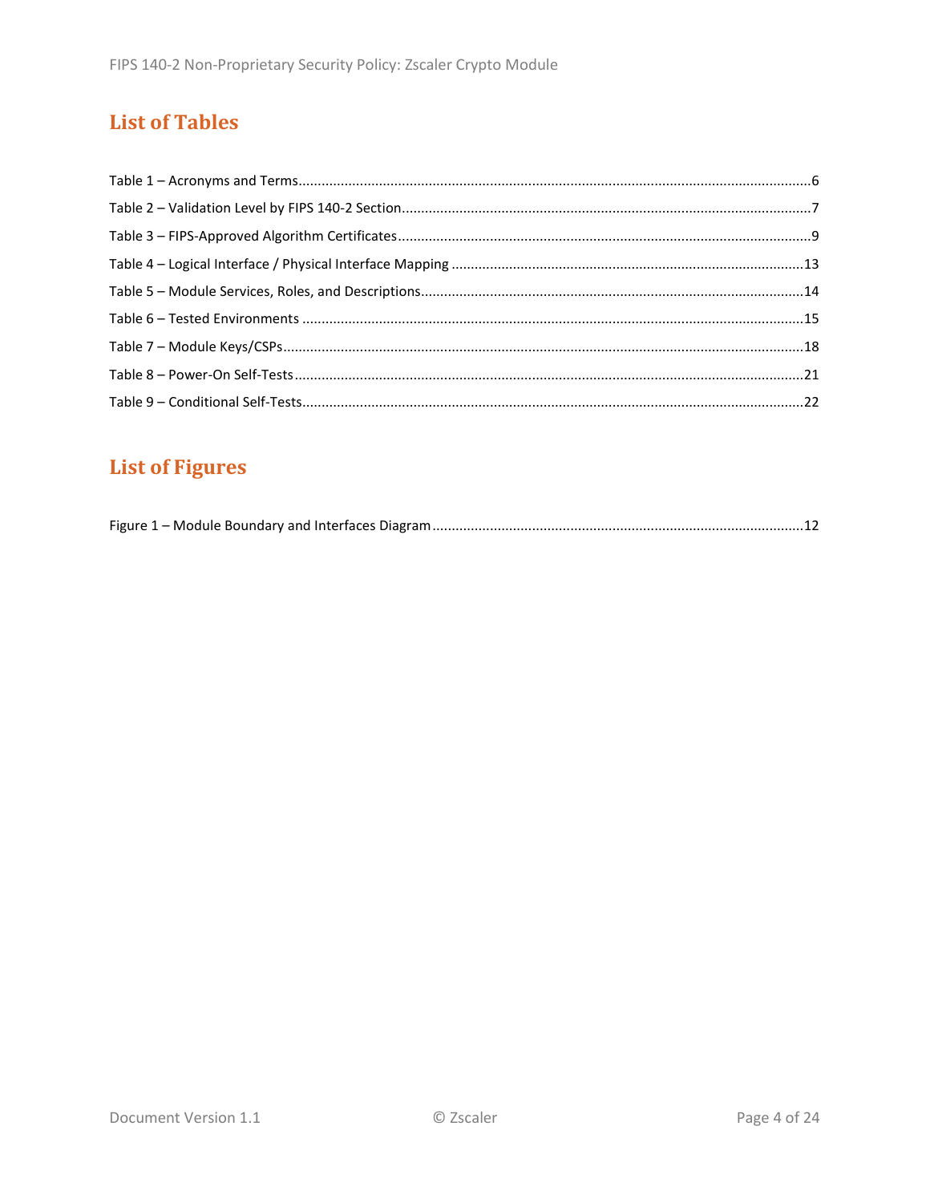## List of Tables

Table 1 – Acronyms and Terms....6
Table 2 – Validation Level by FIPS 140-2 Section....7
Table 3 – FIPS-Approved Algorithm Certificates....9
Table 4 – Logical Interface / Physical Interface Mapping....13
Table 5 – Module Services, Roles, and Descriptions....14
Table 6 – Tested Environments....15
Table 7 – Module Keys/CSPs....18
Table 8 – Power-On Self-Tests....21
Table 9 – Conditional Self-Tests....22

## List of Figures

Figure 1 – Module Boundary and Interfaces Diagram....12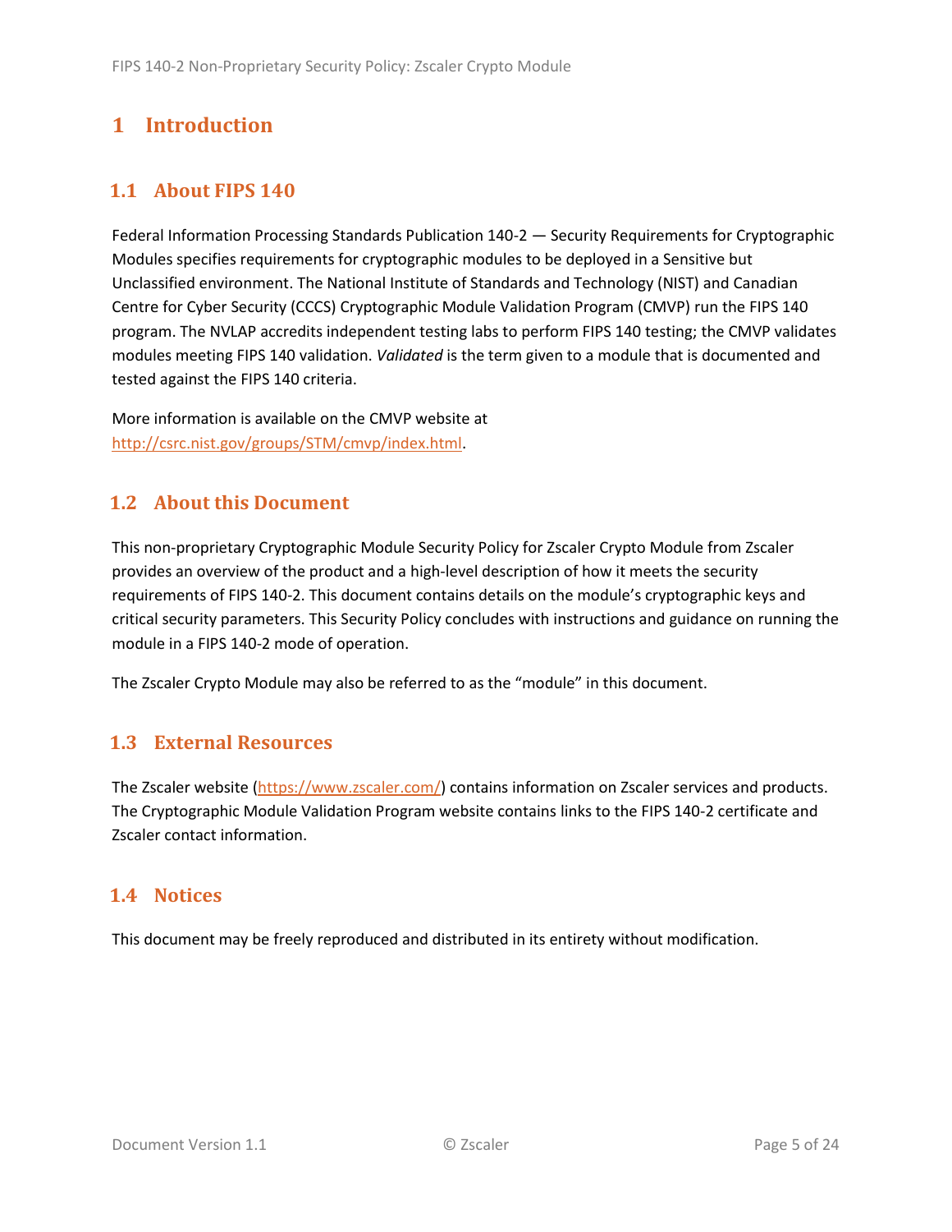# 1 Introduction

## 1.1 About FIPS 140

Federal Information Processing Standards Publication 140-2 — Security Requirements for Cryptographic Modules specifies requirements for cryptographic modules to be deployed in a Sensitive but Unclassified environment. The National Institute of Standards and Technology (NIST) and Canadian Centre for Cyber Security (CCCS) Cryptographic Module Validation Program (CMVP) run the FIPS 140 program. The NVLAP accredits independent testing labs to perform FIPS 140 testing; the CMVP validates modules meeting FIPS 140 validation. *Validated* is the term given to a module that is documented and tested against the FIPS 140 criteria.

More information is available on the CMVP website at http://csrc.nist.gov/groups/STM/cmvp/index.html.

## 1.2 About this Document

This non-proprietary Cryptographic Module Security Policy for Zscaler Crypto Module from Zscaler provides an overview of the product and a high-level description of how it meets the security requirements of FIPS 140-2. This document contains details on the module's cryptographic keys and critical security parameters. This Security Policy concludes with instructions and guidance on running the module in a FIPS 140-2 mode of operation.

The Zscaler Crypto Module may also be referred to as the "module" in this document.

## 1.3 External Resources

The Zscaler website (https://www.zscaler.com/) contains information on Zscaler services and products. The Cryptographic Module Validation Program website contains links to the FIPS 140-2 certificate and Zscaler contact information.

## 1.4 Notices

This document may be freely reproduced and distributed in its entirety without modification.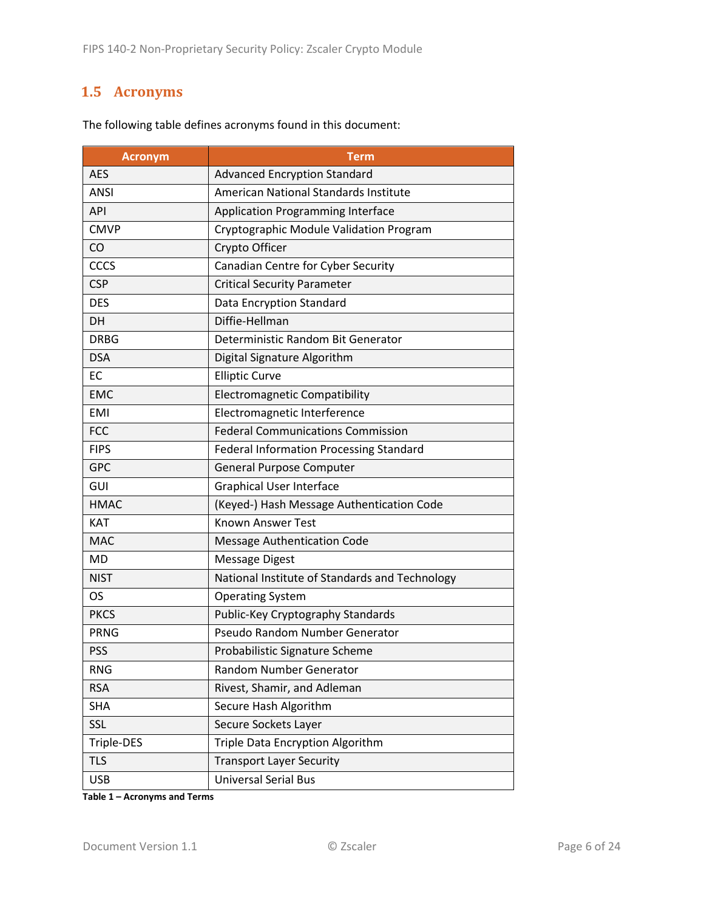## 1.5 Acronyms

The following table defines acronyms found in this document:

| Acronym | Term |
|---|---|
| AES | Advanced Encryption Standard |
| ANSI | American National Standards Institute |
| API | Application Programming Interface |
| CMVP | Cryptographic Module Validation Program |
| CO | Crypto Officer |
| CCCS | Canadian Centre for Cyber Security |
| CSP | Critical Security Parameter |
| DES | Data Encryption Standard |
| DH | Diffie-Hellman |
| DRBG | Deterministic Random Bit Generator |
| DSA | Digital Signature Algorithm |
| EC | Elliptic Curve |
| EMC | Electromagnetic Compatibility |
| EMI | Electromagnetic Interference |
| FCC | Federal Communications Commission |
| FIPS | Federal Information Processing Standard |
| GPC | General Purpose Computer |
| GUI | Graphical User Interface |
| HMAC | (Keyed-) Hash Message Authentication Code |
| KAT | Known Answer Test |
| MAC | Message Authentication Code |
| MD | Message Digest |
| NIST | National Institute of Standards and Technology |
| OS | Operating System |
| PKCS | Public-Key Cryptography Standards |
| PRNG | Pseudo Random Number Generator |
| PSS | Probabilistic Signature Scheme |
| RNG | Random Number Generator |
| RSA | Rivest, Shamir, and Adleman |
| SHA | Secure Hash Algorithm |
| SSL | Secure Sockets Layer |
| Triple-DES | Triple Data Encryption Algorithm |
| TLS | Transport Layer Security |
| USB | Universal Serial Bus |

**Table 1 – Acronyms and Terms**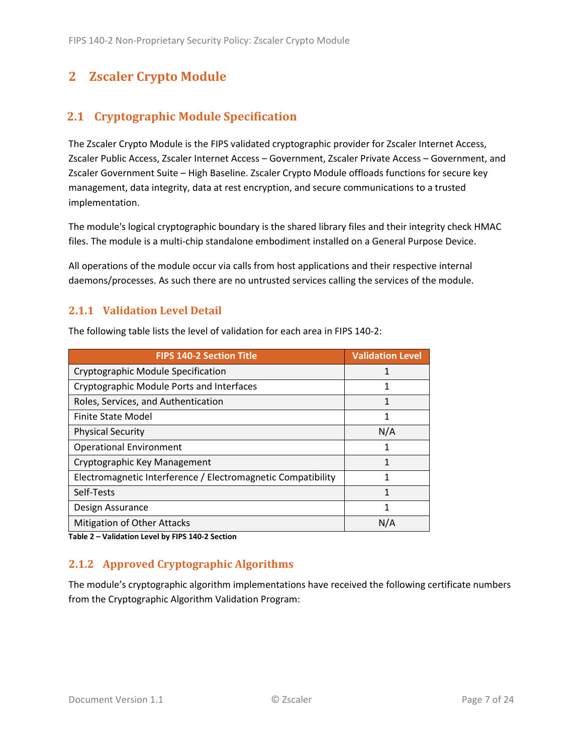# 2 Zscaler Crypto Module

## 2.1 Cryptographic Module Specification

The Zscaler Crypto Module is the FIPS validated cryptographic provider for Zscaler Internet Access, Zscaler Public Access, Zscaler Internet Access – Government, Zscaler Private Access – Government, and Zscaler Government Suite – High Baseline. Zscaler Crypto Module offloads functions for secure key management, data integrity, data at rest encryption, and secure communications to a trusted implementation.

The module's logical cryptographic boundary is the shared library files and their integrity check HMAC files. The module is a multi-chip standalone embodiment installed on a General Purpose Device.

All operations of the module occur via calls from host applications and their respective internal daemons/processes. As such there are no untrusted services calling the services of the module.

### 2.1.1 Validation Level Detail

The following table lists the level of validation for each area in FIPS 140-2:

| FIPS 140-2 Section Title | Validation Level |
|---|---|
| Cryptographic Module Specification | 1 |
| Cryptographic Module Ports and Interfaces | 1 |
| Roles, Services, and Authentication | 1 |
| Finite State Model | 1 |
| Physical Security | N/A |
| Operational Environment | 1 |
| Cryptographic Key Management | 1 |
| Electromagnetic Interference / Electromagnetic Compatibility | 1 |
| Self-Tests | 1 |
| Design Assurance | 1 |
| Mitigation of Other Attacks | N/A |

**Table 2 – Validation Level by FIPS 140-2 Section**

### 2.1.2 Approved Cryptographic Algorithms

The module's cryptographic algorithm implementations have received the following certificate numbers from the Cryptographic Algorithm Validation Program: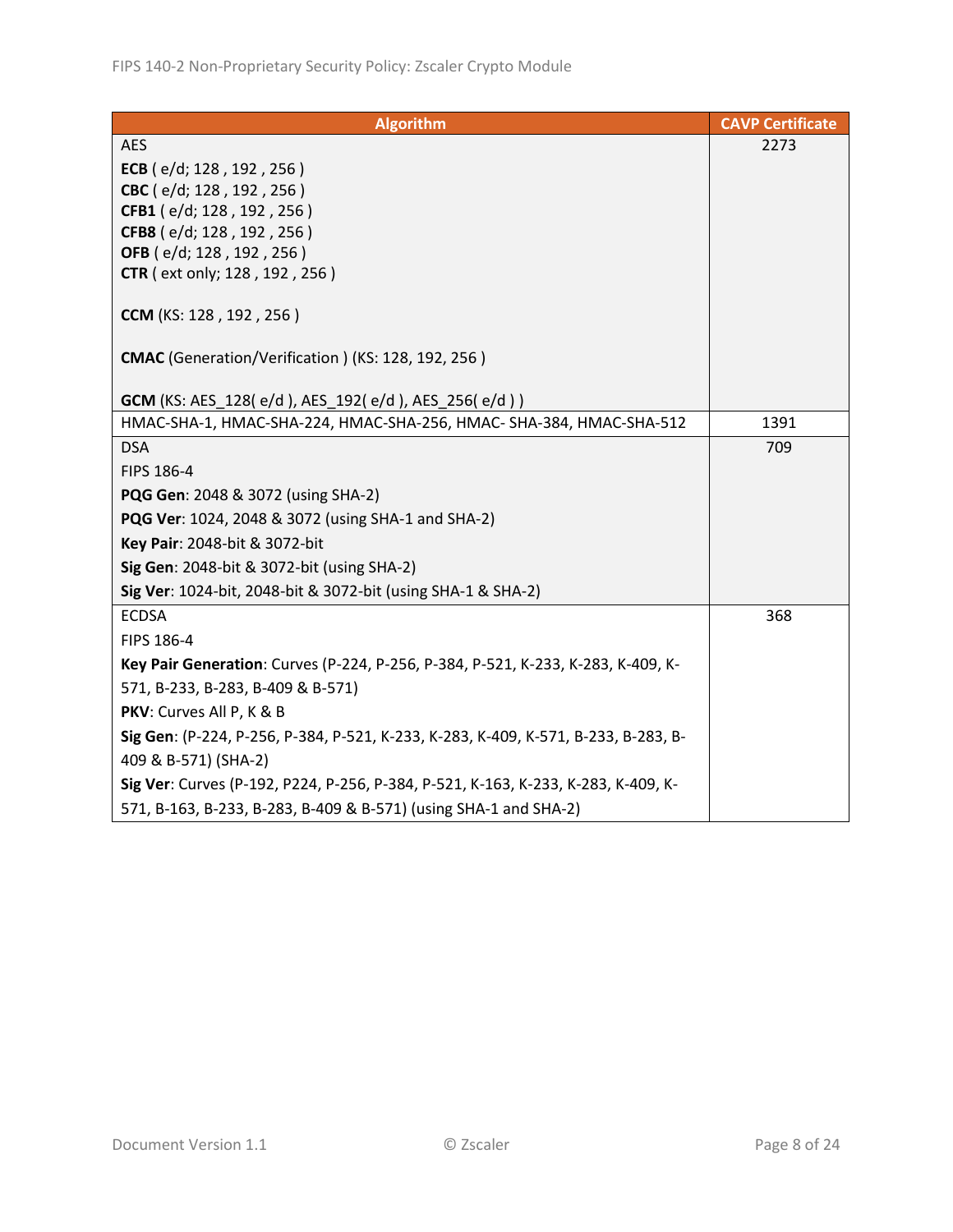| Algorithm | CAVP Certificate |
|---|---|
| AES<br>**ECB** ( e/d; 128 , 192 , 256 )<br>**CBC** ( e/d; 128 , 192 , 256 )<br>**CFB1** ( e/d; 128 , 192 , 256 )<br>**CFB8** ( e/d; 128 , 192 , 256 )<br>**OFB** ( e/d; 128 , 192 , 256 )<br>**CTR** ( ext only; 128 , 192 , 256 )<br><br>**CCM** (KS: 128 , 192 , 256 )<br><br>**CMAC** (Generation/Verification ) (KS: 128, 192, 256 )<br><br>**GCM** (KS: AES_128( e/d ), AES_192( e/d ), AES_256( e/d ) ) | 2273 |
| HMAC-SHA-1, HMAC-SHA-224, HMAC-SHA-256, HMAC- SHA-384, HMAC-SHA-512 | 1391 |
| DSA<br>FIPS 186-4<br>**PQG Gen**: 2048 & 3072 (using SHA-2)<br>**PQG Ver**: 1024, 2048 & 3072 (using SHA-1 and SHA-2)<br>**Key Pair**: 2048-bit & 3072-bit<br>**Sig Gen**: 2048-bit & 3072-bit (using SHA-2)<br>**Sig Ver**: 1024-bit, 2048-bit & 3072-bit (using SHA-1 & SHA-2) | 709 |
| ECDSA<br>FIPS 186-4<br>**Key Pair Generation**: Curves (P-224, P-256, P-384, P-521, K-233, K-283, K-409, K-571, B-233, B-283, B-409 & B-571)<br>**PKV**: Curves All P, K & B<br>**Sig Gen**: (P-224, P-256, P-384, P-521, K-233, K-283, K-409, K-571, B-233, B-283, B-409 & B-571) (SHA-2)<br>**Sig Ver**: Curves (P-192, P224, P-256, P-384, P-521, K-163, K-233, K-283, K-409, K-571, B-163, B-233, B-283, B-409 & B-571) (using SHA-1 and SHA-2) | 368 |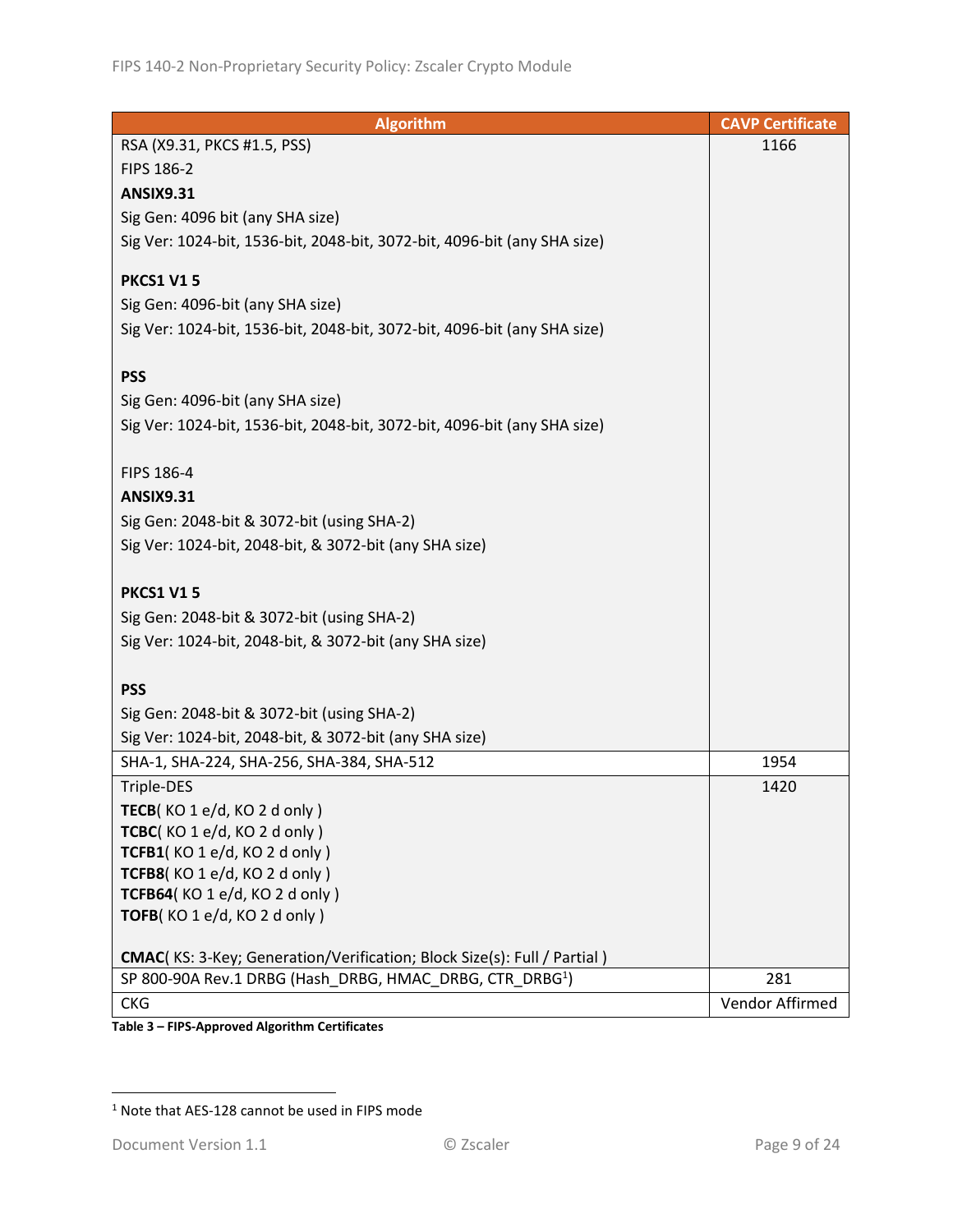| Algorithm | CAVP Certificate |
| --- | --- |
| RSA (X9.31, PKCS #1.5, PSS)<br>FIPS 186-2<br>**ANSIX9.31**<br>Sig Gen: 4096 bit (any SHA size)<br>Sig Ver: 1024-bit, 1536-bit, 2048-bit, 3072-bit, 4096-bit (any SHA size)<br><br>**PKCS1 V1 5**<br>Sig Gen: 4096-bit (any SHA size)<br>Sig Ver: 1024-bit, 1536-bit, 2048-bit, 3072-bit, 4096-bit (any SHA size)<br><br>**PSS**<br>Sig Gen: 4096-bit (any SHA size)<br>Sig Ver: 1024-bit, 1536-bit, 2048-bit, 3072-bit, 4096-bit (any SHA size)<br><br>FIPS 186-4<br>**ANSIX9.31**<br>Sig Gen: 2048-bit & 3072-bit (using SHA-2)<br>Sig Ver: 1024-bit, 2048-bit, & 3072-bit (any SHA size)<br><br>**PKCS1 V1 5**<br>Sig Gen: 2048-bit & 3072-bit (using SHA-2)<br>Sig Ver: 1024-bit, 2048-bit, & 3072-bit (any SHA size)<br><br>**PSS**<br>Sig Gen: 2048-bit & 3072-bit (using SHA-2)<br>Sig Ver: 1024-bit, 2048-bit, & 3072-bit (any SHA size) | 1166 |
| SHA-1, SHA-224, SHA-256, SHA-384, SHA-512 | 1954 |
| Triple-DES<br>**TECB**( KO 1 e/d, KO 2 d only )<br>**TCBC**( KO 1 e/d, KO 2 d only )<br>**TCFB1**( KO 1 e/d, KO 2 d only )<br>**TCFB8**( KO 1 e/d, KO 2 d only )<br>**TCFB64**( KO 1 e/d, KO 2 d only )<br>**TOFB**( KO 1 e/d, KO 2 d only )<br><br>**CMAC**( KS: 3-Key; Generation/Verification; Block Size(s): Full / Partial ) | 1420 |
| SP 800-90A Rev.1 DRBG (Hash_DRBG, HMAC_DRBG, CTR_DRBG[1]) | 281 |
| CKG | Vendor Affirmed |

**Table 3 – FIPS-Approved Algorithm Certificates**

[1] Note that AES-128 cannot be used in FIPS mode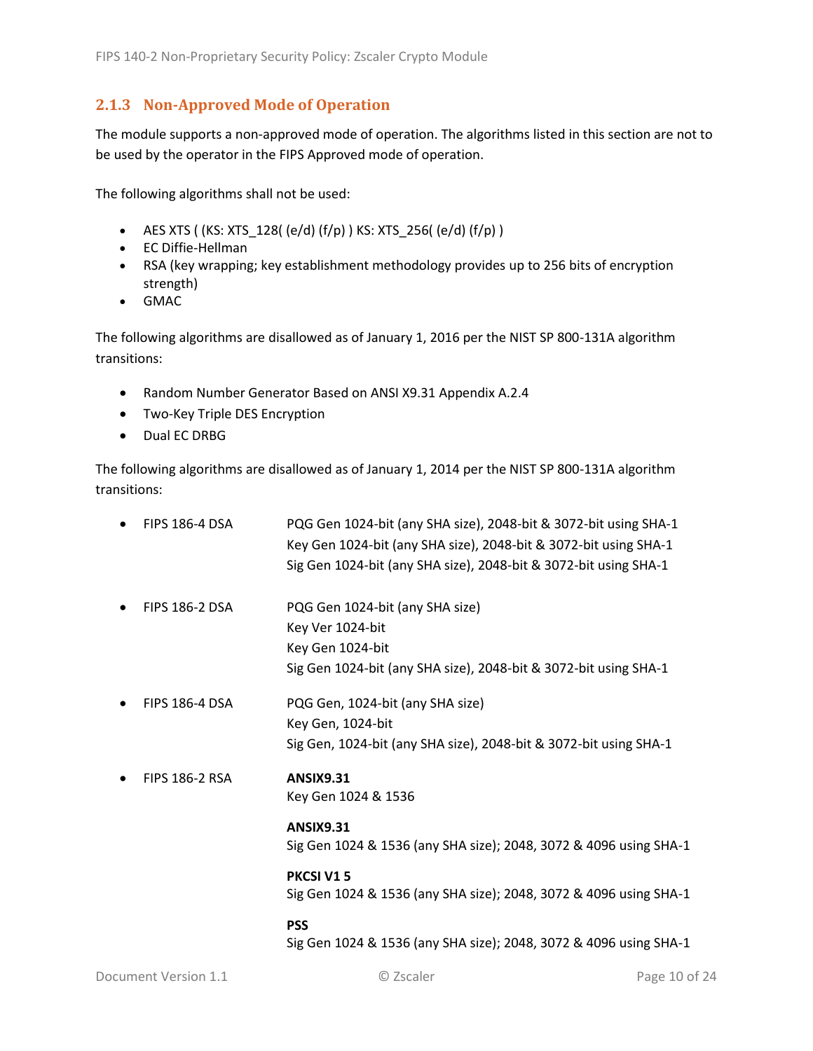### 2.1.3 Non-Approved Mode of Operation

The module supports a non-approved mode of operation. The algorithms listed in this section are not to be used by the operator in the FIPS Approved mode of operation.

The following algorithms shall not be used:

- AES XTS ( (KS: XTS_128( (e/d) (f/p) ) KS: XTS_256( (e/d) (f/p) )
- EC Diffie-Hellman
- RSA (key wrapping; key establishment methodology provides up to 256 bits of encryption strength)
- GMAC

The following algorithms are disallowed as of January 1, 2016 per the NIST SP 800-131A algorithm transitions:

- Random Number Generator Based on ANSI X9.31 Appendix A.2.4
- Two-Key Triple DES Encryption
- Dual EC DRBG

The following algorithms are disallowed as of January 1, 2014 per the NIST SP 800-131A algorithm transitions:

- FIPS 186-4 DSA
  PQG Gen 1024-bit (any SHA size), 2048-bit & 3072-bit using SHA-1
  Key Gen 1024-bit (any SHA size), 2048-bit & 3072-bit using SHA-1
  Sig Gen 1024-bit (any SHA size), 2048-bit & 3072-bit using SHA-1

- FIPS 186-2 DSA
  PQG Gen 1024-bit (any SHA size)
  Key Ver 1024-bit
  Key Gen 1024-bit
  Sig Gen 1024-bit (any SHA size), 2048-bit & 3072-bit using SHA-1

- FIPS 186-4 DSA
  PQG Gen, 1024-bit (any SHA size)
  Key Gen, 1024-bit
  Sig Gen, 1024-bit (any SHA size), 2048-bit & 3072-bit using SHA-1

- FIPS 186-2 RSA
  **ANSIX9.31**
  Key Gen 1024 & 1536

  **ANSIX9.31**
  Sig Gen 1024 & 1536 (any SHA size); 2048, 3072 & 4096 using SHA-1

  **PKCSI V1 5**
  Sig Gen 1024 & 1536 (any SHA size); 2048, 3072 & 4096 using SHA-1

  **PSS**
  Sig Gen 1024 & 1536 (any SHA size); 2048, 3072 & 4096 using SHA-1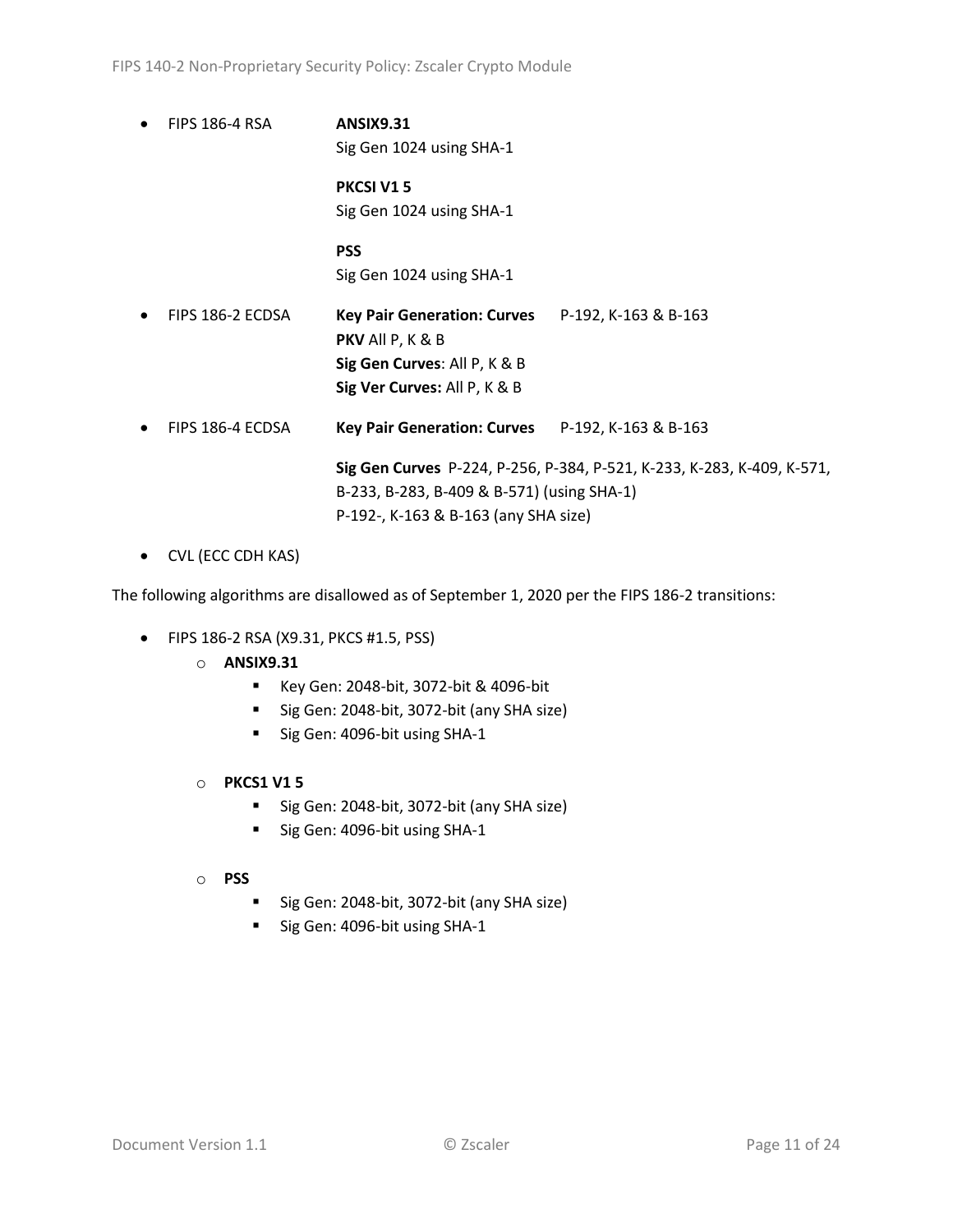- FIPS 186-4 RSA

  **ANSIX9.31**
  Sig Gen 1024 using SHA-1

  **PKCSI V1 5**
  Sig Gen 1024 using SHA-1

  **PSS**
  Sig Gen 1024 using SHA-1

- FIPS 186-2 ECDSA

  **Key Pair Generation: Curves** P-192, K-163 & B-163
  **PKV** All P, K & B
  **Sig Gen Curves**: All P, K & B
  **Sig Ver Curves:** All P, K & B

- FIPS 186-4 ECDSA

  **Key Pair Generation: Curves** P-192, K-163 & B-163

  **Sig Gen Curves** P-224, P-256, P-384, P-521, K-233, K-283, K-409, K-571, B-233, B-283, B-409 & B-571) (using SHA-1)
  P-192-, K-163 & B-163 (any SHA size)

- CVL (ECC CDH KAS)

The following algorithms are disallowed as of September 1, 2020 per the FIPS 186-2 transitions:

- FIPS 186-2 RSA (X9.31, PKCS #1.5, PSS)
  - **ANSIX9.31**
    - Key Gen: 2048-bit, 3072-bit & 4096-bit
    - Sig Gen: 2048-bit, 3072-bit (any SHA size)
    - Sig Gen: 4096-bit using SHA-1
  - **PKCS1 V1 5**
    - Sig Gen: 2048-bit, 3072-bit (any SHA size)
    - Sig Gen: 4096-bit using SHA-1
  - **PSS**
    - Sig Gen: 2048-bit, 3072-bit (any SHA size)
    - Sig Gen: 4096-bit using SHA-1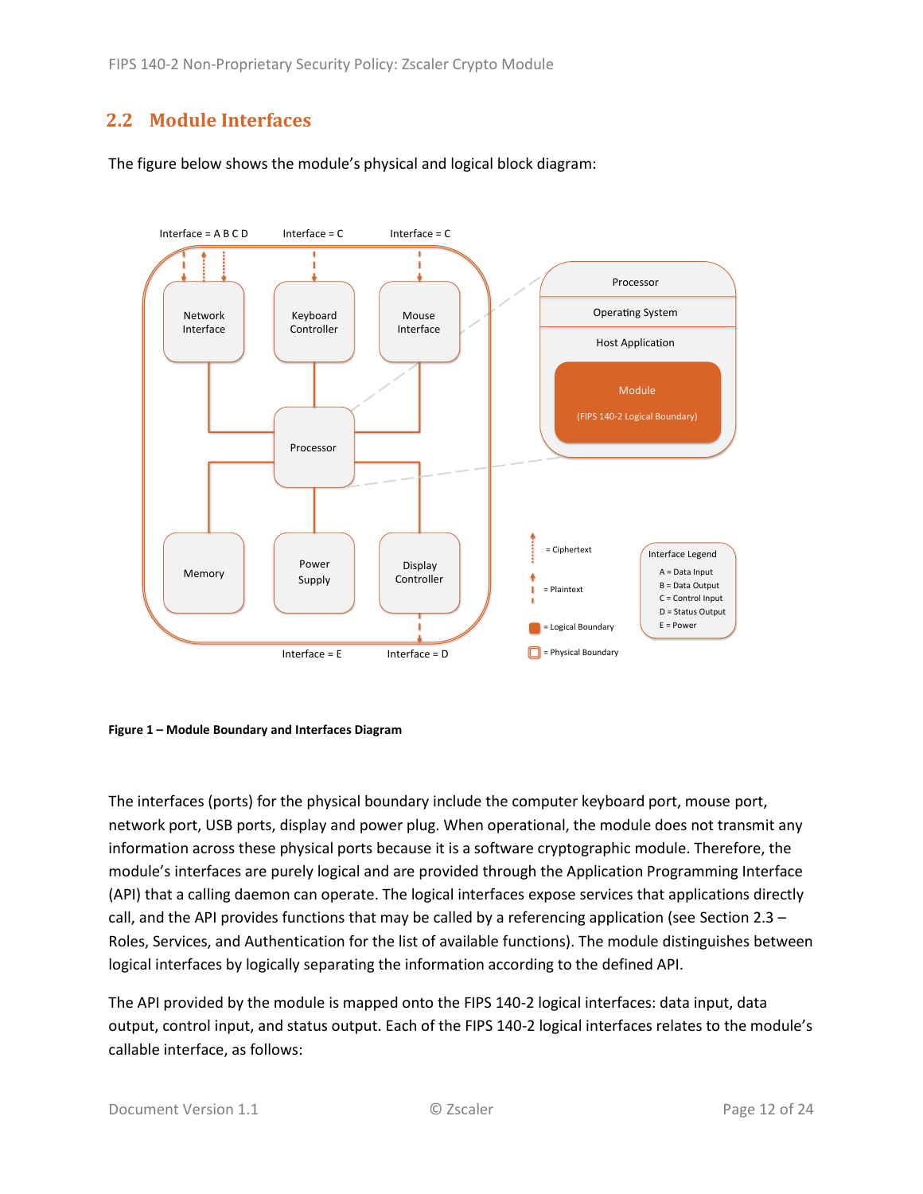## 2.2 Module Interfaces

The figure below shows the module's physical and logical block diagram:

**Figure 1 – Module Boundary and Interfaces Diagram**

The interfaces (ports) for the physical boundary include the computer keyboard port, mouse port, network port, USB ports, display and power plug. When operational, the module does not transmit any information across these physical ports because it is a software cryptographic module. Therefore, the module's interfaces are purely logical and are provided through the Application Programming Interface (API) that a calling daemon can operate. The logical interfaces expose services that applications directly call, and the API provides functions that may be called by a referencing application (see Section 2.3 – Roles, Services, and Authentication for the list of available functions). The module distinguishes between logical interfaces by logically separating the information according to the defined API.

The API provided by the module is mapped onto the FIPS 140-2 logical interfaces: data input, data output, control input, and status output. Each of the FIPS 140-2 logical interfaces relates to the module's callable interface, as follows: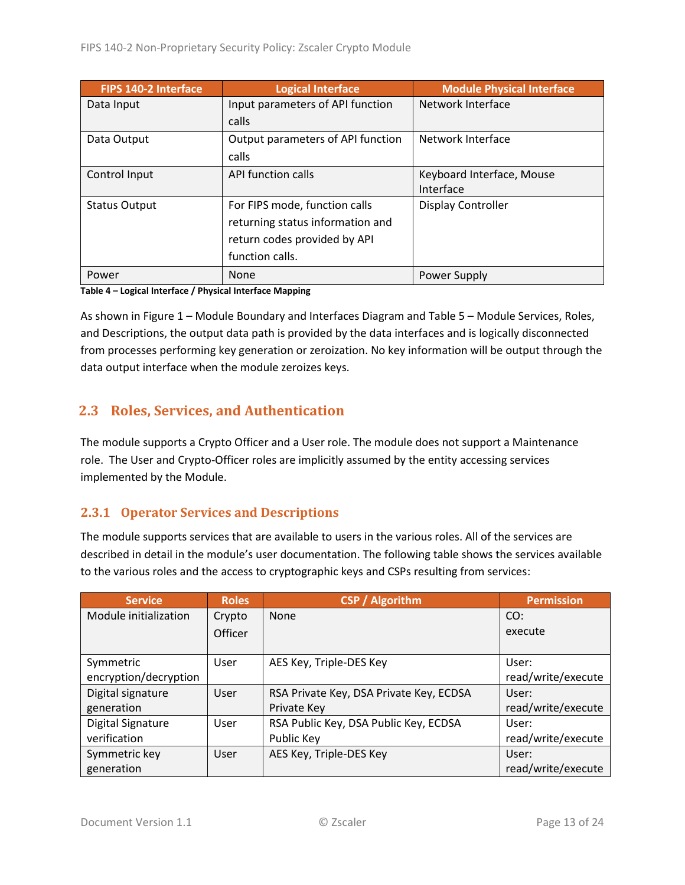| FIPS 140-2 Interface | Logical Interface | Module Physical Interface |
| --- | --- | --- |
| Data Input | Input parameters of API function calls | Network Interface |
| Data Output | Output parameters of API function calls | Network Interface |
| Control Input | API function calls | Keyboard Interface, Mouse Interface |
| Status Output | For FIPS mode, function calls returning status information and return codes provided by API function calls. | Display Controller |
| Power | None | Power Supply |

**Table 4 – Logical Interface / Physical Interface Mapping**

As shown in Figure 1 – Module Boundary and Interfaces Diagram and Table 5 – Module Services, Roles, and Descriptions, the output data path is provided by the data interfaces and is logically disconnected from processes performing key generation or zeroization. No key information will be output through the data output interface when the module zeroizes keys.

## 2.3 Roles, Services, and Authentication

The module supports a Crypto Officer and a User role. The module does not support a Maintenance role. The User and Crypto-Officer roles are implicitly assumed by the entity accessing services implemented by the Module.

### 2.3.1 Operator Services and Descriptions

The module supports services that are available to users in the various roles. All of the services are described in detail in the module's user documentation. The following table shows the services available to the various roles and the access to cryptographic keys and CSPs resulting from services:

| Service | Roles | CSP / Algorithm | Permission |
| --- | --- | --- | --- |
| Module initialization | Crypto Officer | None | CO: execute |
| Symmetric encryption/decryption | User | AES Key, Triple-DES Key | User: read/write/execute |
| Digital signature generation | User | RSA Private Key, DSA Private Key, ECDSA Private Key | User: read/write/execute |
| Digital Signature verification | User | RSA Public Key, DSA Public Key, ECDSA Public Key | User: read/write/execute |
| Symmetric key generation | User | AES Key, Triple-DES Key | User: read/write/execute |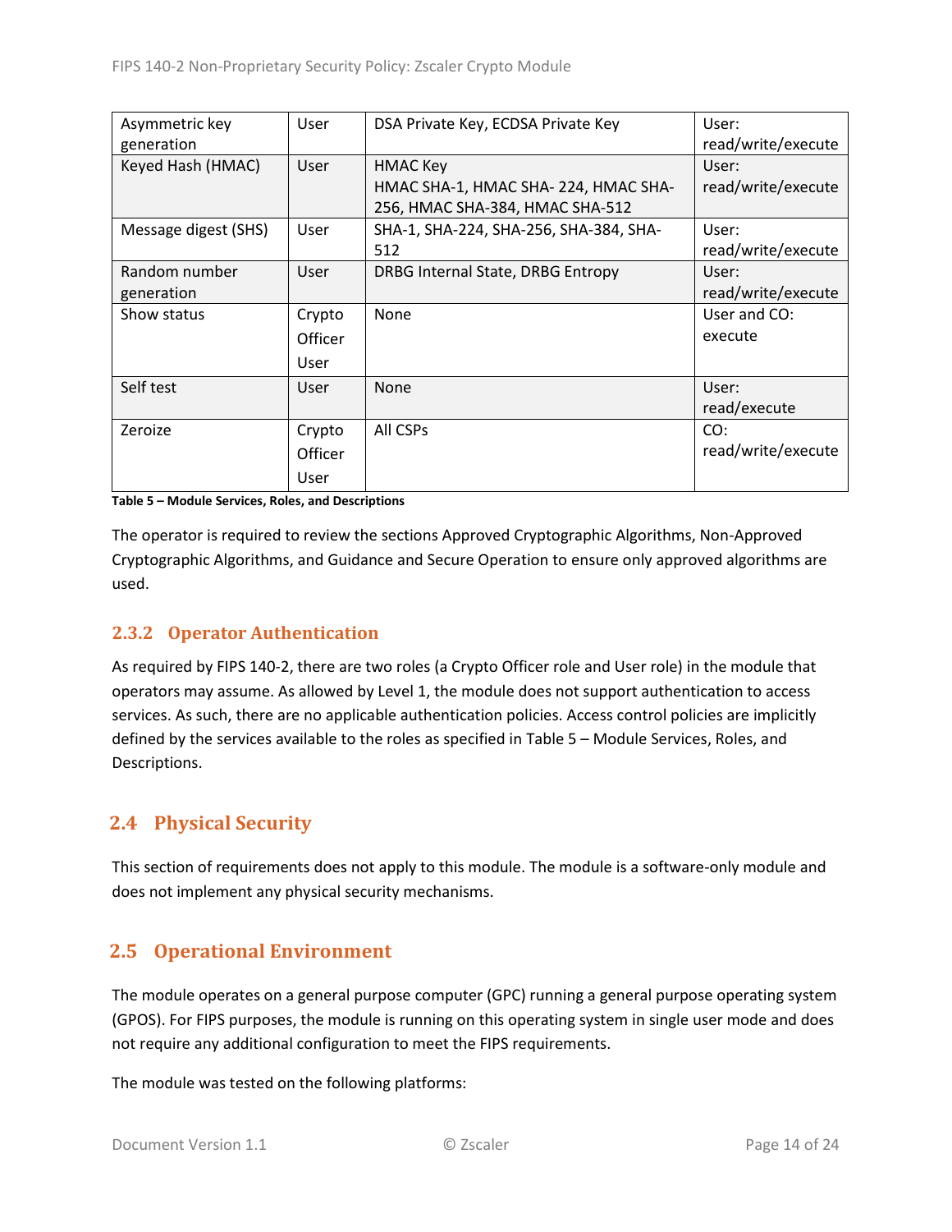| Asymmetric key generation | User | DSA Private Key, ECDSA Private Key | User: read/write/execute |
|---|---|---|---|
| Keyed Hash (HMAC) | User | HMAC Key<br>HMAC SHA-1, HMAC SHA- 224, HMAC SHA-256, HMAC SHA-384, HMAC SHA-512 | User: read/write/execute |
| Message digest (SHS) | User | SHA-1, SHA-224, SHA-256, SHA-384, SHA-512 | User: read/write/execute |
| Random number generation | User | DRBG Internal State, DRBG Entropy | User: read/write/execute |
| Show status | Crypto Officer<br>User | None | User and CO: execute |
| Self test | User | None | User: read/execute |
| Zeroize | Crypto Officer<br>User | All CSPs | CO: read/write/execute |

**Table 5 – Module Services, Roles, and Descriptions**

The operator is required to review the sections Approved Cryptographic Algorithms, Non-Approved Cryptographic Algorithms, and Guidance and Secure Operation to ensure only approved algorithms are used.

### 2.3.2 Operator Authentication

As required by FIPS 140-2, there are two roles (a Crypto Officer role and User role) in the module that operators may assume. As allowed by Level 1, the module does not support authentication to access services. As such, there are no applicable authentication policies. Access control policies are implicitly defined by the services available to the roles as specified in Table 5 – Module Services, Roles, and Descriptions.

## 2.4 Physical Security

This section of requirements does not apply to this module. The module is a software-only module and does not implement any physical security mechanisms.

## 2.5 Operational Environment

The module operates on a general purpose computer (GPC) running a general purpose operating system (GPOS). For FIPS purposes, the module is running on this operating system in single user mode and does not require any additional configuration to meet the FIPS requirements.

The module was tested on the following platforms: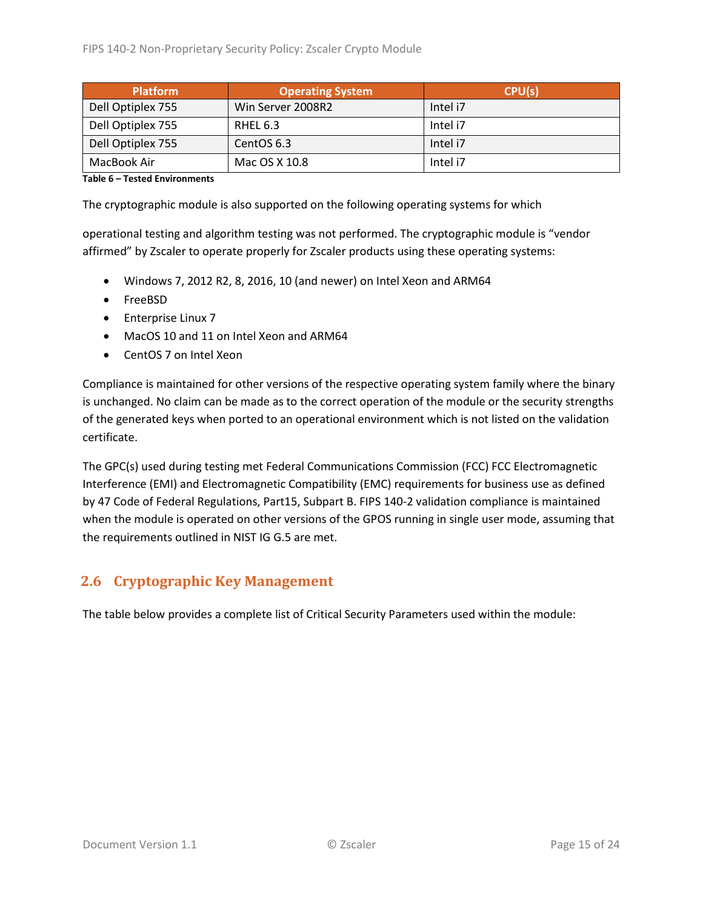| Platform | Operating System | CPU(s) |
|---|---|---|
| Dell Optiplex 755 | Win Server 2008R2 | Intel i7 |
| Dell Optiplex 755 | RHEL 6.3 | Intel i7 |
| Dell Optiplex 755 | CentOS 6.3 | Intel i7 |
| MacBook Air | Mac OS X 10.8 | Intel i7 |

**Table 6 – Tested Environments**

The cryptographic module is also supported on the following operating systems for which

operational testing and algorithm testing was not performed. The cryptographic module is "vendor affirmed" by Zscaler to operate properly for Zscaler products using these operating systems:

- Windows 7, 2012 R2, 8, 2016, 10 (and newer) on Intel Xeon and ARM64
- FreeBSD
- Enterprise Linux 7
- MacOS 10 and 11 on Intel Xeon and ARM64
- CentOS 7 on Intel Xeon

Compliance is maintained for other versions of the respective operating system family where the binary is unchanged. No claim can be made as to the correct operation of the module or the security strengths of the generated keys when ported to an operational environment which is not listed on the validation certificate.

The GPC(s) used during testing met Federal Communications Commission (FCC) FCC Electromagnetic Interference (EMI) and Electromagnetic Compatibility (EMC) requirements for business use as defined by 47 Code of Federal Regulations, Part15, Subpart B. FIPS 140-2 validation compliance is maintained when the module is operated on other versions of the GPOS running in single user mode, assuming that the requirements outlined in NIST IG G.5 are met.

## 2.6 Cryptographic Key Management

The table below provides a complete list of Critical Security Parameters used within the module: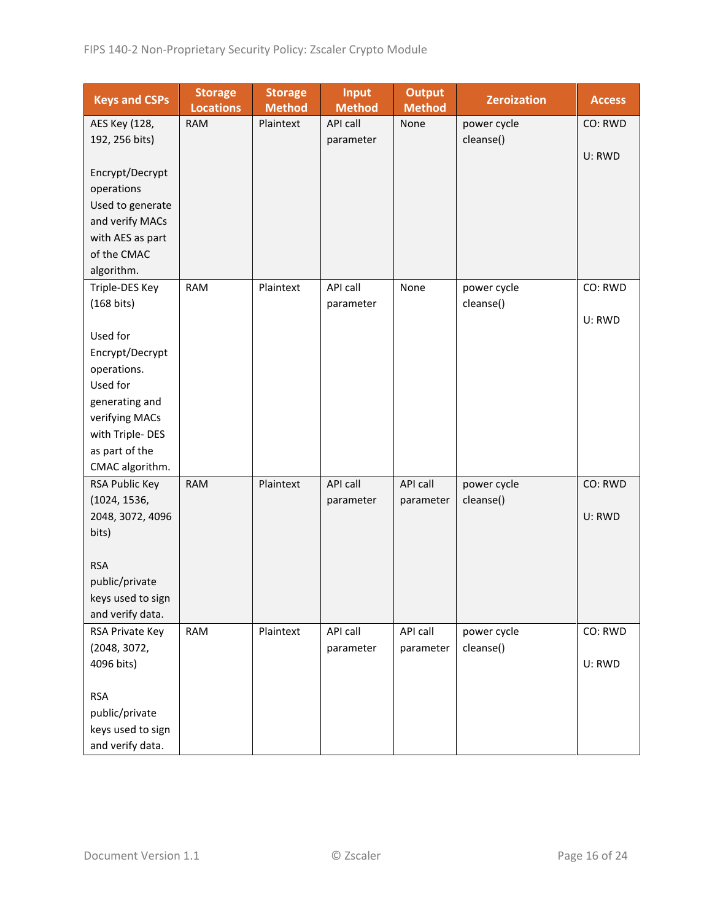| Keys and CSPs | Storage Locations | Storage Method | Input Method | Output Method | Zeroization | Access |
|---|---|---|---|---|---|---|
| AES Key (128, 192, 256 bits)<br><br>Encrypt/Decrypt operations<br>Used to generate and verify MACs with AES as part of the CMAC algorithm. | RAM | Plaintext | API call parameter | None | power cycle<br>cleanse() | CO: RWD<br><br>U: RWD |
| Triple-DES Key (168 bits)<br><br>Used for Encrypt/Decrypt operations.<br>Used for generating and verifying MACs with Triple- DES as part of the CMAC algorithm. | RAM | Plaintext | API call parameter | None | power cycle<br>cleanse() | CO: RWD<br><br>U: RWD |
| RSA Public Key (1024, 1536, 2048, 3072, 4096 bits)<br><br>RSA public/private keys used to sign and verify data. | RAM | Plaintext | API call parameter | API call parameter | power cycle<br>cleanse() | CO: RWD<br><br>U: RWD |
| RSA Private Key (2048, 3072, 4096 bits)<br><br>RSA public/private keys used to sign and verify data. | RAM | Plaintext | API call parameter | API call parameter | power cycle<br>cleanse() | CO: RWD<br><br>U: RWD |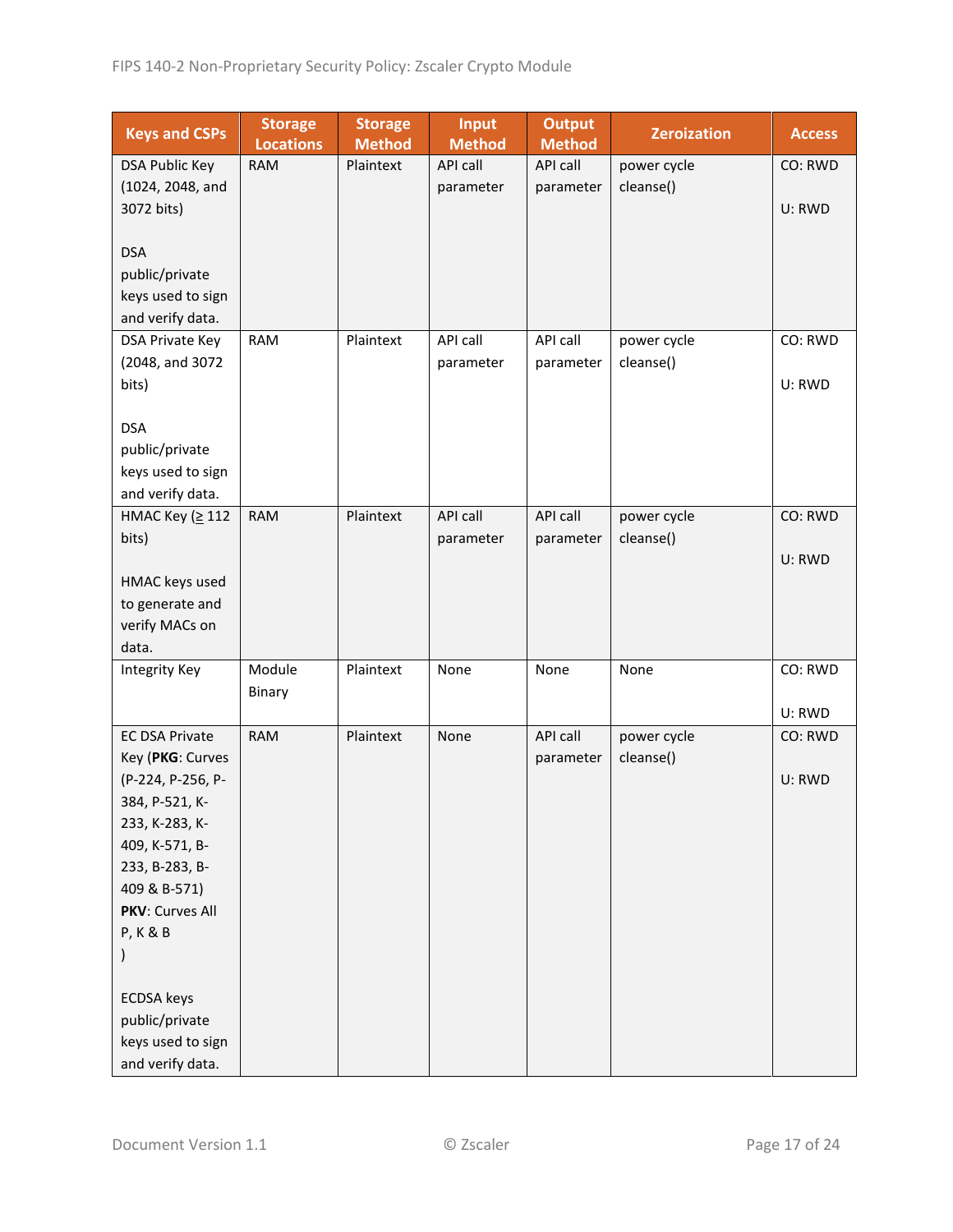| Keys and CSPs | Storage Locations | Storage Method | Input Method | Output Method | Zeroization | Access |
|---|---|---|---|---|---|---|
| DSA Public Key (1024, 2048, and 3072 bits)<br><br>DSA public/private keys used to sign and verify data. | RAM | Plaintext | API call parameter | API call parameter | power cycle cleanse() | CO: RWD<br><br>U: RWD |
| DSA Private Key (2048, and 3072 bits)<br><br>DSA public/private keys used to sign and verify data. | RAM | Plaintext | API call parameter | API call parameter | power cycle cleanse() | CO: RWD<br><br>U: RWD |
| HMAC Key (≥ 112 bits)<br><br>HMAC keys used to generate and verify MACs on data. | RAM | Plaintext | API call parameter | API call parameter | power cycle cleanse() | CO: RWD<br><br>U: RWD |
| Integrity Key | Module Binary | Plaintext | None | None | None | CO: RWD<br><br>U: RWD |
| EC DSA Private Key (**PKG**: Curves (P-224, P-256, P-384, P-521, K-233, K-283, K-409, K-571, B-233, B-283, B-409 & B-571)<br>**PKV**: Curves All P, K & B<br>)<br><br>ECDSA keys public/private keys used to sign and verify data. | RAM | Plaintext | None | API call parameter | power cycle cleanse() | CO: RWD<br><br>U: RWD |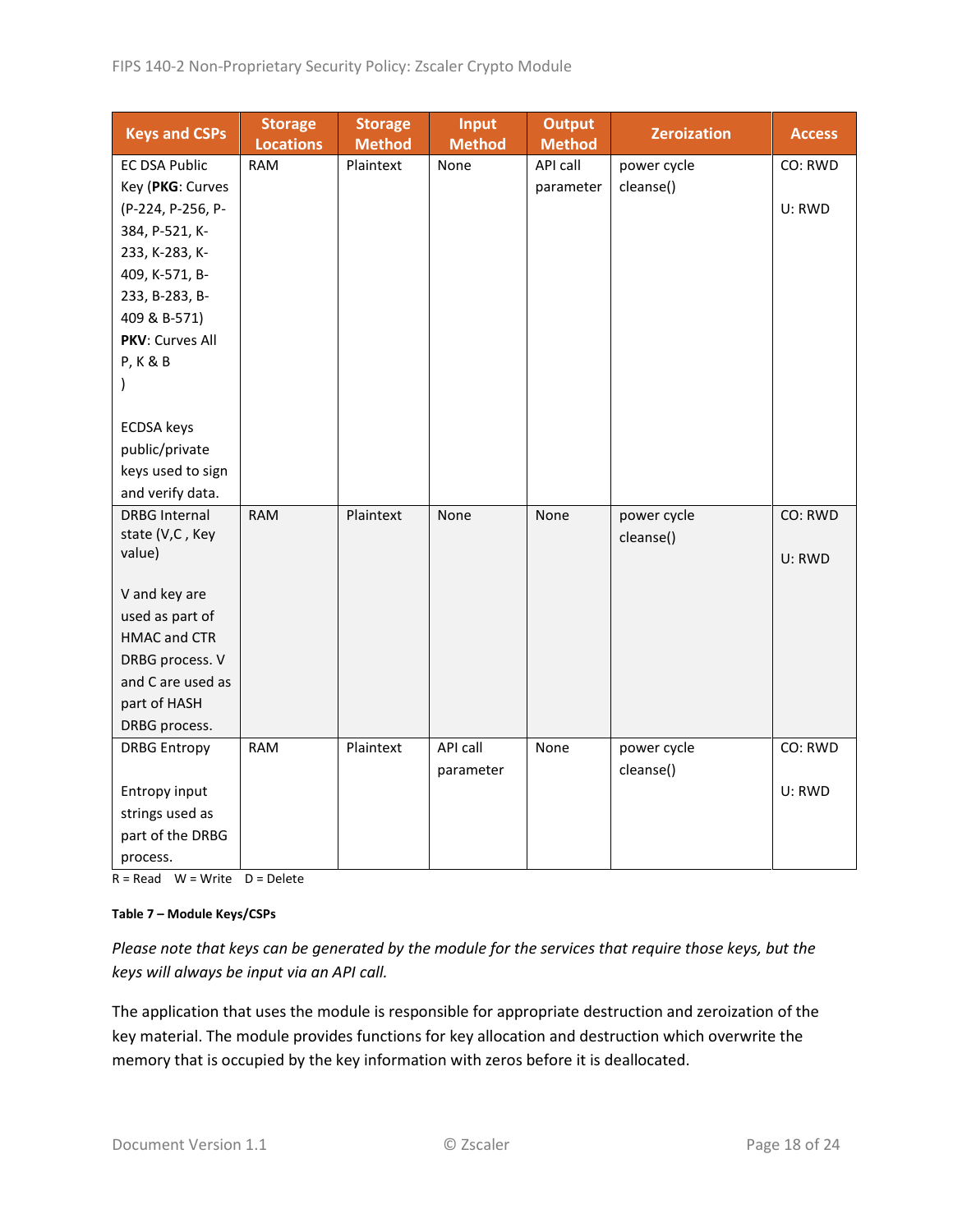| Keys and CSPs | Storage Locations | Storage Method | Input Method | Output Method | Zeroization | Access |
|---|---|---|---|---|---|---|
| EC DSA Public Key (**PKG**: Curves (P-224, P-256, P-384, P-521, K-233, K-283, K-409, K-571, B-233, B-283, B-409 & B-571) **PKV**: Curves All P, K & B )<br><br>ECDSA keys public/private keys used to sign and verify data. | RAM | Plaintext | None | API call parameter | power cycle cleanse() | CO: RWD<br><br>U: RWD |
| DRBG Internal state (V,C , Key value)<br><br>V and key are used as part of HMAC and CTR DRBG process. V and C are used as part of HASH DRBG process. | RAM | Plaintext | None | None | power cycle cleanse() | CO: RWD<br><br>U: RWD |
| DRBG Entropy<br><br>Entropy input strings used as part of the DRBG process. | RAM | Plaintext | API call parameter | None | power cycle cleanse() | CO: RWD<br><br>U: RWD |

R = Read W = Write D = Delete

**Table 7 – Module Keys/CSPs**

*Please note that keys can be generated by the module for the services that require those keys, but the keys will always be input via an API call.*

The application that uses the module is responsible for appropriate destruction and zeroization of the key material. The module provides functions for key allocation and destruction which overwrite the memory that is occupied by the key information with zeros before it is deallocated.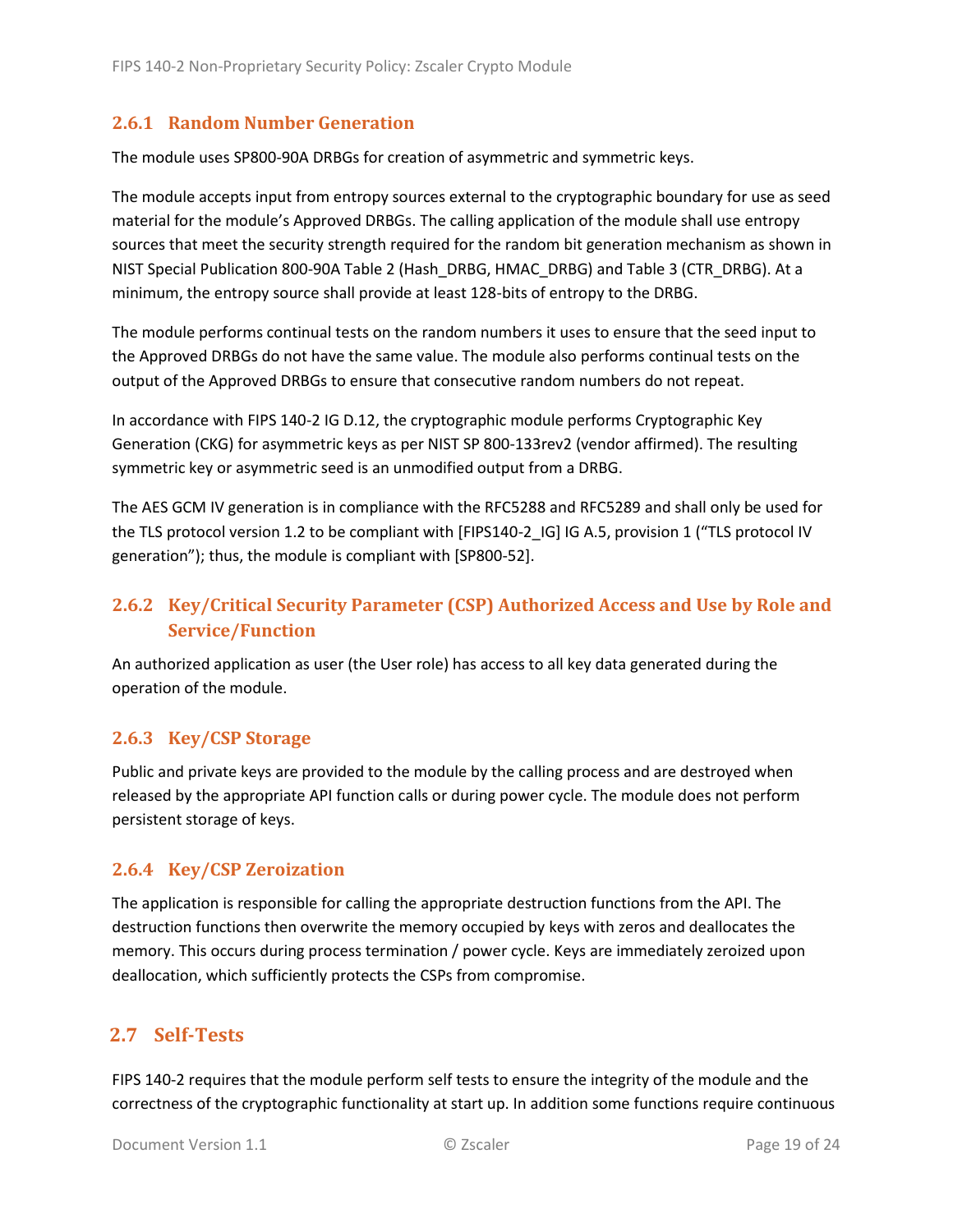### 2.6.1 Random Number Generation

The module uses SP800-90A DRBGs for creation of asymmetric and symmetric keys.

The module accepts input from entropy sources external to the cryptographic boundary for use as seed material for the module's Approved DRBGs. The calling application of the module shall use entropy sources that meet the security strength required for the random bit generation mechanism as shown in NIST Special Publication 800-90A Table 2 (Hash_DRBG, HMAC_DRBG) and Table 3 (CTR_DRBG). At a minimum, the entropy source shall provide at least 128-bits of entropy to the DRBG.

The module performs continual tests on the random numbers it uses to ensure that the seed input to the Approved DRBGs do not have the same value. The module also performs continual tests on the output of the Approved DRBGs to ensure that consecutive random numbers do not repeat.

In accordance with FIPS 140-2 IG D.12, the cryptographic module performs Cryptographic Key Generation (CKG) for asymmetric keys as per NIST SP 800-133rev2 (vendor affirmed). The resulting symmetric key or asymmetric seed is an unmodified output from a DRBG.

The AES GCM IV generation is in compliance with the RFC5288 and RFC5289 and shall only be used for the TLS protocol version 1.2 to be compliant with [FIPS140-2_IG] IG A.5, provision 1 ("TLS protocol IV generation"); thus, the module is compliant with [SP800-52].

### 2.6.2 Key/Critical Security Parameter (CSP) Authorized Access and Use by Role and Service/Function

An authorized application as user (the User role) has access to all key data generated during the operation of the module.

### 2.6.3 Key/CSP Storage

Public and private keys are provided to the module by the calling process and are destroyed when released by the appropriate API function calls or during power cycle. The module does not perform persistent storage of keys.

### 2.6.4 Key/CSP Zeroization

The application is responsible for calling the appropriate destruction functions from the API. The destruction functions then overwrite the memory occupied by keys with zeros and deallocates the memory. This occurs during process termination / power cycle. Keys are immediately zeroized upon deallocation, which sufficiently protects the CSPs from compromise.

## 2.7 Self-Tests

FIPS 140-2 requires that the module perform self tests to ensure the integrity of the module and the correctness of the cryptographic functionality at start up. In addition some functions require continuous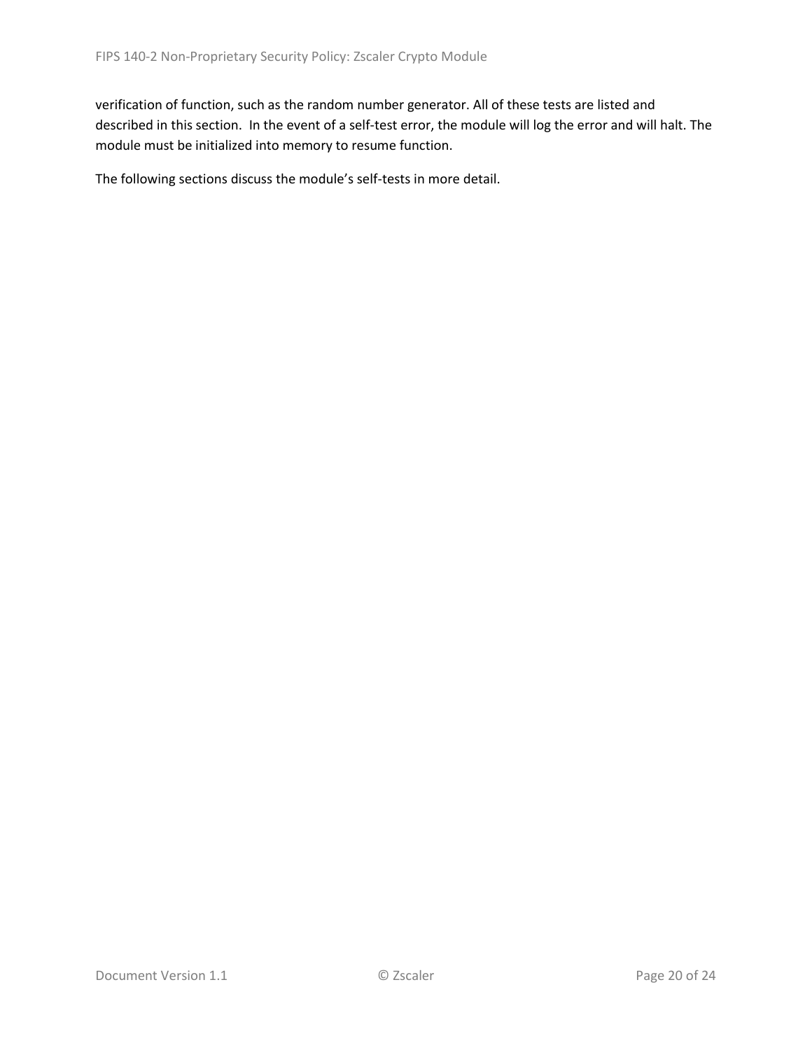verification of function, such as the random number generator. All of these tests are listed and described in this section.  In the event of a self-test error, the module will log the error and will halt. The module must be initialized into memory to resume function.

The following sections discuss the module's self-tests in more detail.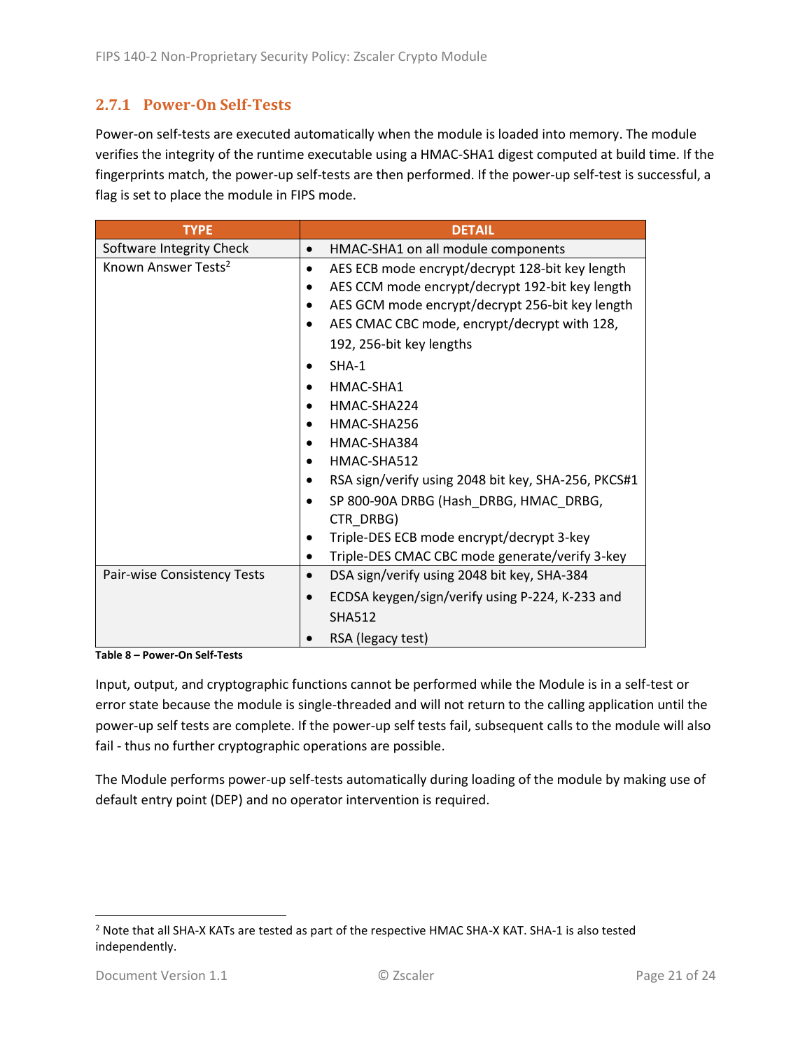### 2.7.1 Power-On Self-Tests

Power-on self-tests are executed automatically when the module is loaded into memory. The module verifies the integrity of the runtime executable using a HMAC-SHA1 digest computed at build time. If the fingerprints match, the power-up self-tests are then performed. If the power-up self-test is successful, a flag is set to place the module in FIPS mode.

| TYPE | DETAIL |
|---|---|
| Software Integrity Check | • HMAC-SHA1 on all module components |
| Known Answer Tests[2] | • AES ECB mode encrypt/decrypt 128-bit key length<br>• AES CCM mode encrypt/decrypt 192-bit key length<br>• AES GCM mode encrypt/decrypt 256-bit key length<br>• AES CMAC CBC mode, encrypt/decrypt with 128, 192, 256-bit key lengths<br>• SHA-1<br>• HMAC-SHA1<br>• HMAC-SHA224<br>• HMAC-SHA256<br>• HMAC-SHA384<br>• HMAC-SHA512<br>• RSA sign/verify using 2048 bit key, SHA-256, PKCS#1<br>• SP 800-90A DRBG (Hash_DRBG, HMAC_DRBG, CTR_DRBG)<br>• Triple-DES ECB mode encrypt/decrypt 3-key<br>• Triple-DES CMAC CBC mode generate/verify 3-key |
| Pair-wise Consistency Tests | • DSA sign/verify using 2048 bit key, SHA-384<br>• ECDSA keygen/sign/verify using P-224, K-233 and SHA512<br>• RSA (legacy test) |

**Table 8 – Power-On Self-Tests**

Input, output, and cryptographic functions cannot be performed while the Module is in a self-test or error state because the module is single-threaded and will not return to the calling application until the power-up self tests are complete. If the power-up self tests fail, subsequent calls to the module will also fail - thus no further cryptographic operations are possible.

The Module performs power-up self-tests automatically during loading of the module by making use of default entry point (DEP) and no operator intervention is required.

[2] Note that all SHA-X KATs are tested as part of the respective HMAC SHA-X KAT. SHA-1 is also tested independently.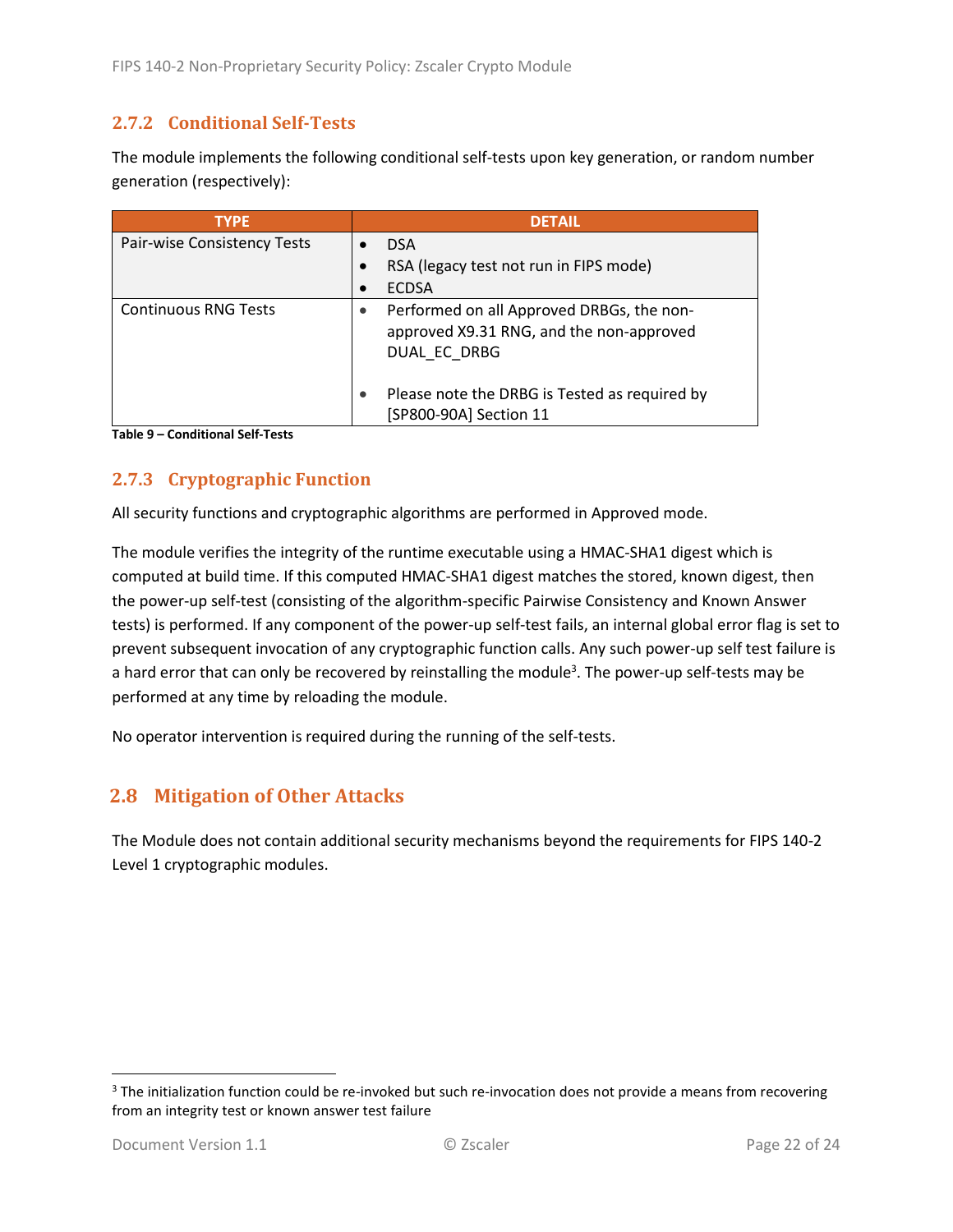### 2.7.2 Conditional Self-Tests

The module implements the following conditional self-tests upon key generation, or random number generation (respectively):

| TYPE | DETAIL |
|---|---|
| Pair-wise Consistency Tests | • DSA<br>• RSA (legacy test not run in FIPS mode)<br>• ECDSA |
| Continuous RNG Tests | • Performed on all Approved DRBGs, the non-approved X9.31 RNG, and the non-approved DUAL_EC_DRBG<br>• Please note the DRBG is Tested as required by [SP800-90A] Section 11 |

**Table 9 – Conditional Self-Tests**

### 2.7.3 Cryptographic Function

All security functions and cryptographic algorithms are performed in Approved mode.

The module verifies the integrity of the runtime executable using a HMAC-SHA1 digest which is computed at build time. If this computed HMAC-SHA1 digest matches the stored, known digest, then the power-up self-test (consisting of the algorithm-specific Pairwise Consistency and Known Answer tests) is performed. If any component of the power-up self-test fails, an internal global error flag is set to prevent subsequent invocation of any cryptographic function calls. Any such power-up self test failure is a hard error that can only be recovered by reinstalling the module[3]. The power-up self-tests may be performed at any time by reloading the module.

No operator intervention is required during the running of the self-tests.

## 2.8 Mitigation of Other Attacks

The Module does not contain additional security mechanisms beyond the requirements for FIPS 140-2 Level 1 cryptographic modules.

---

[3] The initialization function could be re-invoked but such re-invocation does not provide a means from recovering from an integrity test or known answer test failure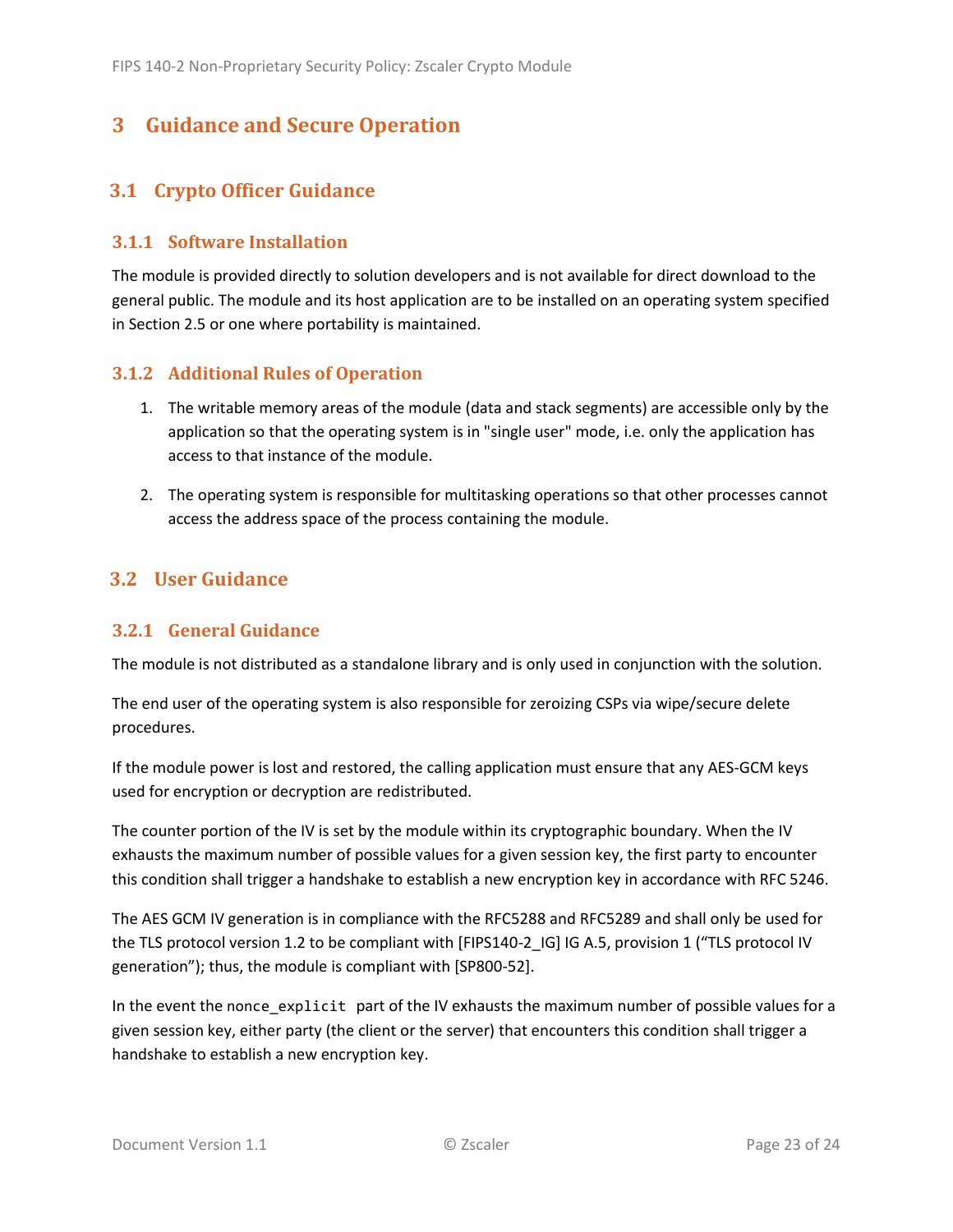# 3 Guidance and Secure Operation

## 3.1 Crypto Officer Guidance

### 3.1.1 Software Installation

The module is provided directly to solution developers and is not available for direct download to the general public. The module and its host application are to be installed on an operating system specified in Section 2.5 or one where portability is maintained.

### 3.1.2 Additional Rules of Operation

1. The writable memory areas of the module (data and stack segments) are accessible only by the application so that the operating system is in "single user" mode, i.e. only the application has access to that instance of the module.

2. The operating system is responsible for multitasking operations so that other processes cannot access the address space of the process containing the module.

## 3.2 User Guidance

### 3.2.1 General Guidance

The module is not distributed as a standalone library and is only used in conjunction with the solution.

The end user of the operating system is also responsible for zeroizing CSPs via wipe/secure delete procedures.

If the module power is lost and restored, the calling application must ensure that any AES-GCM keys used for encryption or decryption are redistributed.

The counter portion of the IV is set by the module within its cryptographic boundary. When the IV exhausts the maximum number of possible values for a given session key, the first party to encounter this condition shall trigger a handshake to establish a new encryption key in accordance with RFC 5246.

The AES GCM IV generation is in compliance with the RFC5288 and RFC5289 and shall only be used for the TLS protocol version 1.2 to be compliant with [FIPS140-2_IG] IG A.5, provision 1 ("TLS protocol IV generation"); thus, the module is compliant with [SP800-52].

In the event the `nonce_explicit` part of the IV exhausts the maximum number of possible values for a given session key, either party (the client or the server) that encounters this condition shall trigger a handshake to establish a new encryption key.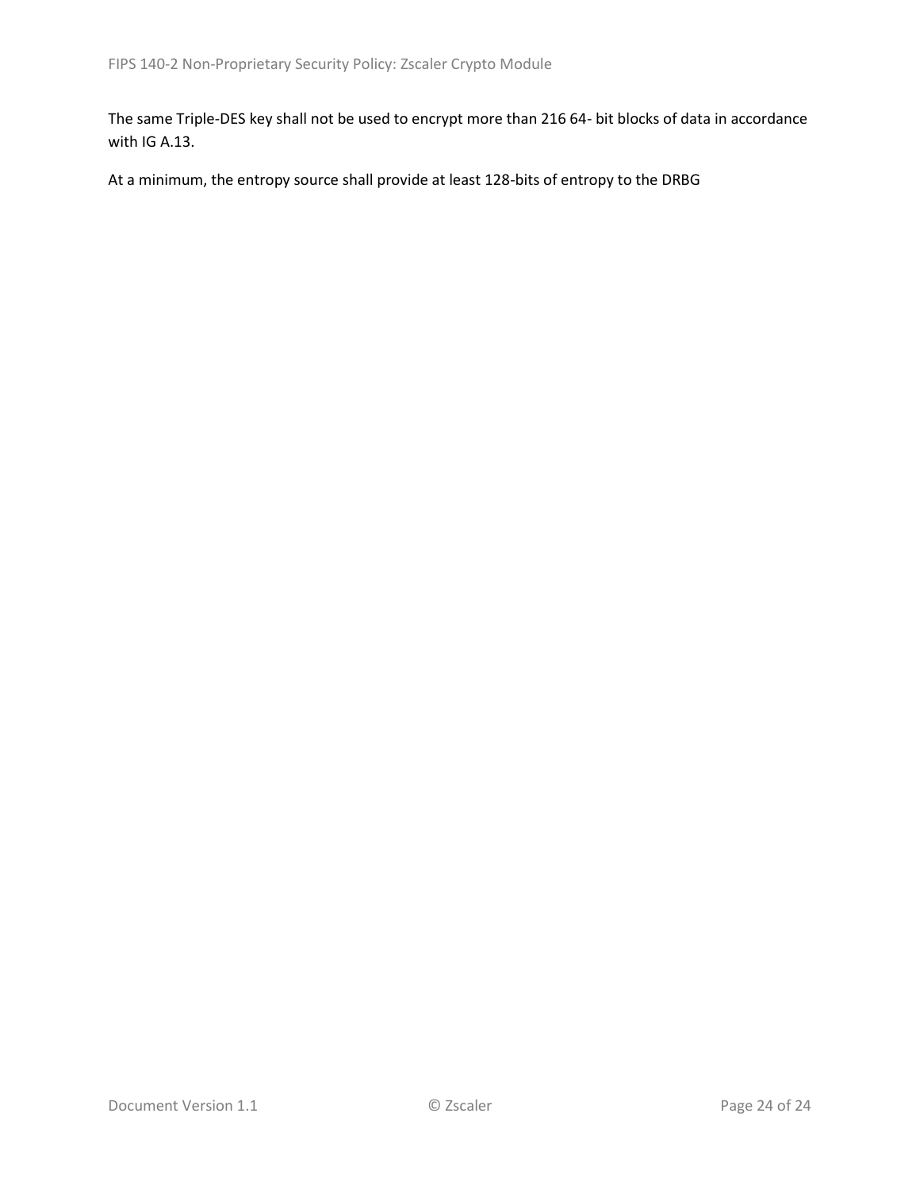The same Triple-DES key shall not be used to encrypt more than 216 64- bit blocks of data in accordance with IG A.13.

At a minimum, the entropy source shall provide at least 128-bits of entropy to the DRBG